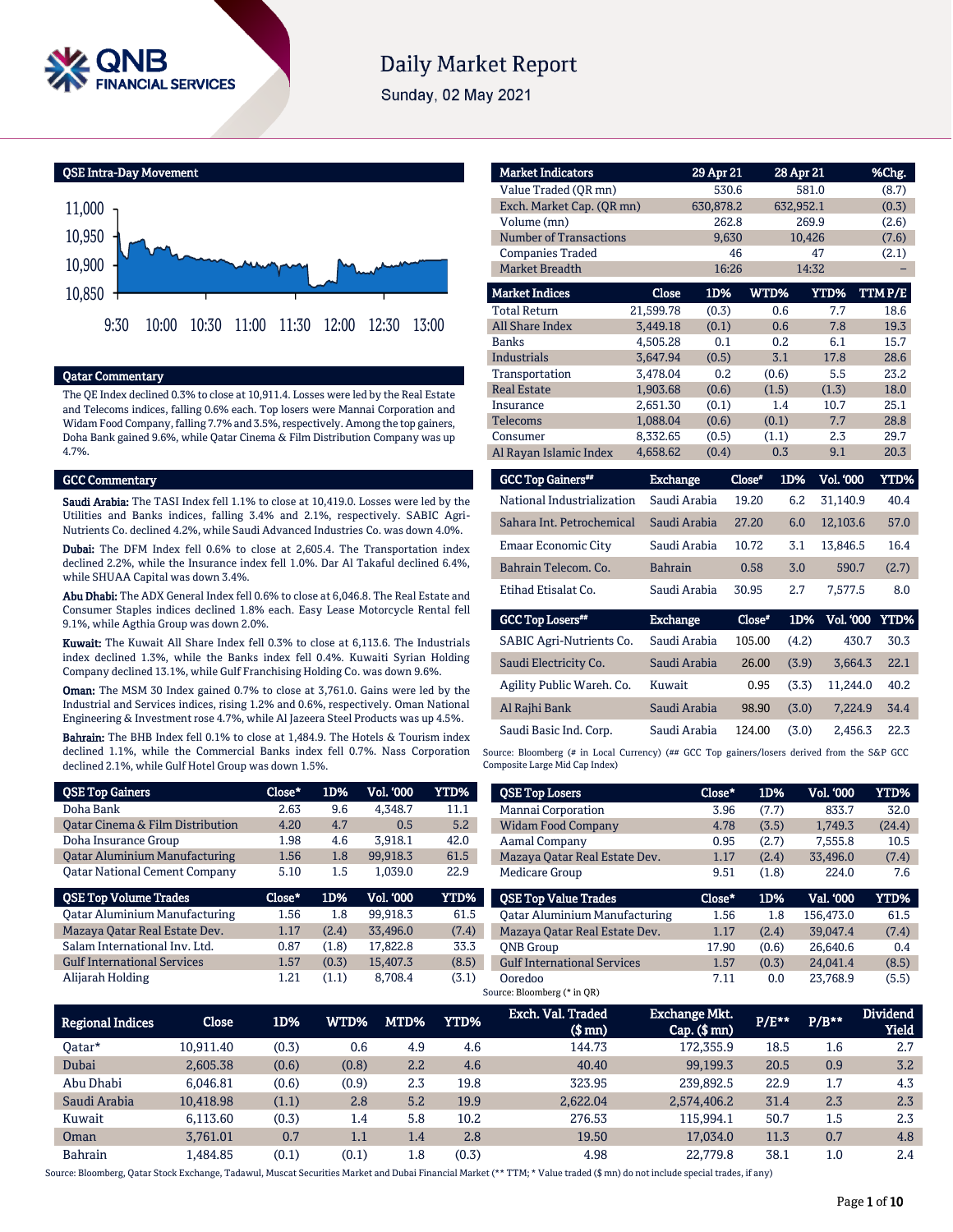# Daily Market Report

Sunday, 02 May 2021

## QSE Intra-Day Movement

## Qatar Commentary

The QE Index declined 0.3% to close at 10,911.4. Losses were led by the Real Estate and Telecoms indices, falling 0.6% each. Top losers were Mannai Corporation and Widam Food Company, falling 7.7% and 3.5%, respectively. Among the top gainers, Doha Bank gained 9.6%, while Qatar Cinema & Film Distribution Company was up 4.7%.

## GCC Commentary

**Saudi Arabia:** The TASI Index fell 1.1% to close at 10,419.0. Losses were led by the Utilities and Banks indices, falling 3.4% and 2.1%, respectively. SABIC Agri-Nutrients Co. declined 4.2%, while Saudi Advanced Industries Co. was down 4.0%.

**Dubai:** The DFM Index fell 0.6% to close at 2,605.4. The Transportation index declined 2.2%, while the Insurance index fell 1.0%. Dar Al Takaful declined 6.4%, while SHUAA Capital was down 3.4%.

**Abu Dhabi:** The ADX General Index fell 0.6% to close at 6,046.8. The Real Estate and Consumer Staples indices declined 1.8% each. Easy Lease Motorcycle Rental fell 9.1%, while Agthia Group was down 2.0%.

**Kuwait:** The Kuwait All Share Index fell 0.3% to close at 6,113.6. The Industrials index declined 1.3%, while the Banks index fell 0.4%. Kuwaiti Syrian Holding Company declined 13.1%, while Gulf Franchising Holding Co. was down 9.6%.

**Oman:** The MSM 30 Index gained 0.7% to close at 3,761.0. Gains were led by the Industrial and Services indices, rising 1.2% and 0.6%, respectively. Oman National Engineering & Investment rose 4.7%, while Al Jazeera Steel Products was up 4.5%.

**Bahrain:** The BHB Index fell 0.1% to close at 1,484.9. The Hotels & Tourism index declined 1.1%, while the Commercial Banks index fell 0.7%. Nass Corporation declined 2.1%, while Gulf Hotel Group was down 1.5%.

| Market Indicators | 29 Apr 21 | 28 Apr 21 | %Chg. |
|---|---|---|---|
| Value Traded (QR mn) | 530.6 | 581.0 | (8.7) |
| Exch. Market Cap. (QR mn) | 630,878.2 | 632,952.1 | (0.3) |
| Volume (mn) | 262.8 | 269.9 | (2.6) |
| Number of Transactions | 9,630 | 10,426 | (7.6) |
| Companies Traded | 46 | 47 | (2.1) |
| Market Breadth | 16:26 | 14:32 | – |

| Market Indices | Close | 1D% | WTD% | YTD% | TTM P/E |
|---|---|---|---|---|---|
| Total Return | 21,599.78 | (0.3) | 0.6 | 7.7 | 18.6 |
| All Share Index | 3,449.18 | (0.1) | 0.6 | 7.8 | 19.3 |
| Banks | 4,505.28 | 0.1 | 0.2 | 6.1 | 15.7 |
| Industrials | 3,647.94 | (0.5) | 3.1 | 17.8 | 28.6 |
| Transportation | 3,478.04 | 0.2 | (0.6) | 5.5 | 23.2 |
| Real Estate | 1,903.68 | (0.6) | (1.5) | (1.3) | 18.0 |
| Insurance | 2,651.30 | (0.1) | 1.4 | 10.7 | 25.1 |
| Telecoms | 1,088.04 | (0.6) | (0.1) | 7.7 | 28.8 |
| Consumer | 8,332.65 | (0.5) | (1.1) | 2.3 | 29.7 |
| Al Rayan Islamic Index | 4,658.62 | (0.4) | 0.3 | 9.1 | 20.3 |

| GCC Top Gainers## | Exchange | Close# | 1D% | Vol. '000 | YTD% |
|---|---|---|---|---|---|
| National Industrialization | Saudi Arabia | 19.20 | 6.2 | 31,140.9 | 40.4 |
| Sahara Int. Petrochemical | Saudi Arabia | 27.20 | 6.0 | 12,103.6 | 57.0 |
| Emaar Economic City | Saudi Arabia | 10.72 | 3.1 | 13,846.5 | 16.4 |
| Bahrain Telecom. Co. | Bahrain | 0.58 | 3.0 | 590.7 | (2.7) |
| Etihad Etisalat Co. | Saudi Arabia | 30.95 | 2.7 | 7,577.5 | 8.0 |

| GCC Top Losers## | Exchange | Close# | 1D% | Vol. '000 | YTD% |
|---|---|---|---|---|---|
| SABIC Agri-Nutrients Co. | Saudi Arabia | 105.00 | (4.2) | 430.7 | 30.3 |
| Saudi Electricity Co. | Saudi Arabia | 26.00 | (3.9) | 3,664.3 | 22.1 |
| Agility Public Wareh. Co. | Kuwait | 0.95 | (3.3) | 11,244.0 | 40.2 |
| Al Rajhi Bank | Saudi Arabia | 98.90 | (3.0) | 7,224.9 | 34.4 |
| Saudi Basic Ind. Corp. | Saudi Arabia | 124.00 | (3.0) | 2,456.3 | 22.3 |

Source: Bloomberg (# in Local Currency) (## GCC Top gainers/losers derived from the S&P GCC Composite Large Mid Cap Index)

| QSE Top Gainers | Close* | 1D% | Vol. '000 | YTD% |
|---|---|---|---|---|
| Doha Bank | 2.63 | 9.6 | 4,348.7 | 11.1 |
| Qatar Cinema & Film Distribution | 4.20 | 4.7 | 0.5 | 5.2 |
| Doha Insurance Group | 1.98 | 4.6 | 3,918.1 | 42.0 |
| Qatar Aluminium Manufacturing | 1.56 | 1.8 | 99,918.3 | 61.5 |
| Qatar National Cement Company | 5.10 | 1.5 | 1,039.0 | 22.9 |

| QSE Top Volume Trades | Close* | 1D% | Vol. '000 | YTD% |
|---|---|---|---|---|
| Qatar Aluminium Manufacturing | 1.56 | 1.8 | 99,918.3 | 61.5 |
| Mazaya Qatar Real Estate Dev. | 1.17 | (2.4) | 33,496.0 | (7.4) |
| Salam International Inv. Ltd. | 0.87 | (1.8) | 17,822.8 | 33.3 |
| Gulf International Services | 1.57 | (0.3) | 15,407.3 | (8.5) |
| Alijarah Holding | 1.21 | (1.1) | 8,708.4 | (3.1) |

| QSE Top Losers | Close* | 1D% | Vol. '000 | YTD% |
|---|---|---|---|---|
| Mannai Corporation | 3.96 | (7.7) | 833.7 | 32.0 |
| Widam Food Company | 4.78 | (3.5) | 1,749.3 | (24.4) |
| Aamal Company | 0.95 | (2.7) | 7,555.8 | 10.5 |
| Mazaya Qatar Real Estate Dev. | 1.17 | (2.4) | 33,496.0 | (7.4) |
| Medicare Group | 9.51 | (1.8) | 224.0 | 7.6 |

| QSE Top Value Trades | Close* | 1D% | Val. '000 | YTD% |
|---|---|---|---|---|
| Qatar Aluminium Manufacturing | 1.56 | 1.8 | 156,473.0 | 61.5 |
| Mazaya Qatar Real Estate Dev. | 1.17 | (2.4) | 39,047.4 | (7.4) |
| QNB Group | 17.90 | (0.6) | 26,640.6 | 0.4 |
| Gulf International Services | 1.57 | (0.3) | 24,041.4 | (8.5) |
| Ooredoo | 7.11 | 0.0 | 23,768.9 | (5.5) |

Source: Bloomberg (* in QR)

| Regional Indices | Close | 1D% | WTD% | MTD% | YTD% | Exch. Val. Traded ($ mn) | Exchange Mkt. Cap. ($ mn) | P/E** | P/B** | Dividend Yield |
|---|---|---|---|---|---|---|---|---|---|---|
| Qatar* | 10,911.40 | (0.3) | 0.6 | 4.9 | 4.6 | 144.73 | 172,355.9 | 18.5 | 1.6 | 2.7 |
| Dubai | 2,605.38 | (0.6) | (0.8) | 2.2 | 4.6 | 40.40 | 99,199.3 | 20.5 | 0.9 | 3.2 |
| Abu Dhabi | 6,046.81 | (0.6) | (0.9) | 2.3 | 19.8 | 323.95 | 239,892.5 | 22.9 | 1.7 | 4.3 |
| Saudi Arabia | 10,418.98 | (1.1) | 2.8 | 5.2 | 19.9 | 2,622.04 | 2,574,406.2 | 31.4 | 2.3 | 2.3 |
| Kuwait | 6,113.60 | (0.3) | 1.4 | 5.8 | 10.2 | 276.53 | 115,994.1 | 50.7 | 1.5 | 2.3 |
| Oman | 3,761.01 | 0.7 | 1.1 | 1.4 | 2.8 | 19.50 | 17,034.0 | 11.3 | 0.7 | 4.8 |
| Bahrain | 1,484.85 | (0.1) | (0.1) | 1.8 | (0.3) | 4.98 | 22,779.8 | 38.1 | 1.0 | 2.4 |

Source: Bloomberg, Qatar Stock Exchange, Tadawul, Muscat Securities Market and Dubai Financial Market (** TTM; * Value traded ($ mn) do not include special trades, if any)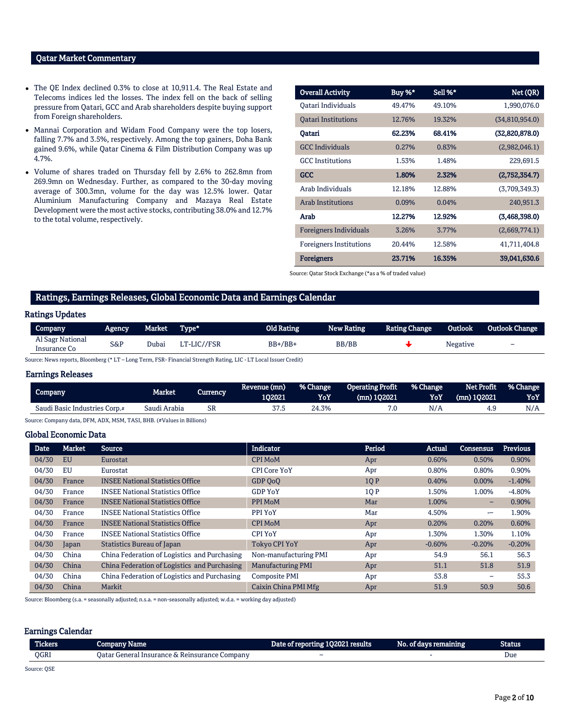## Qatar Market Commentary

- The QE Index declined 0.3% to close at 10,911.4. The Real Estate and Telecoms indices led the losses. The index fell on the back of selling pressure from Qatari, GCC and Arab shareholders despite buying support from Foreign shareholders.
- Mannai Corporation and Widam Food Company were the top losers, falling 7.7% and 3.5%, respectively. Among the top gainers, Doha Bank gained 9.6%, while Qatar Cinema & Film Distribution Company was up 4.7%.
- Volume of shares traded on Thursday fell by 2.6% to 262.8mn from 269.9mn on Wednesday. Further, as compared to the 30-day moving average of 300.3mn, volume for the day was 12.5% lower. Qatar Aluminium Manufacturing Company and Mazaya Real Estate Development were the most active stocks, contributing 38.0% and 12.7% to the total volume, respectively.

| Overall Activity | Buy %* | Sell %* | Net (QR) |
|---|---|---|---|
| Qatari Individuals | 49.47% | 49.10% | 1,990,076.0 |
| Qatari Institutions | 12.76% | 19.32% | (34,810,954.0) |
| **Qatari** | **62.23%** | **68.41%** | **(32,820,878.0)** |
| GCC Individuals | 0.27% | 0.83% | (2,982,046.1) |
| GCC Institutions | 1.53% | 1.48% | 229,691.5 |
| **GCC** | **1.80%** | **2.32%** | **(2,752,354.7)** |
| Arab Individuals | 12.18% | 12.88% | (3,709,349.3) |
| Arab Institutions | 0.09% | 0.04% | 240,951.3 |
| **Arab** | **12.27%** | **12.92%** | **(3,468,398.0)** |
| Foreigners Individuals | 3.26% | 3.77% | (2,669,774.1) |
| Foreigners Institutions | 20.44% | 12.58% | 41,711,404.8 |
| **Foreigners** | **23.71%** | **16.35%** | **39,041,630.6** |

Source: Qatar Stock Exchange (*as a % of traded value)

## Ratings, Earnings Releases, Global Economic Data and Earnings Calendar

### Ratings Updates

| Company | Agency | Market | Type* | Old Rating | New Rating | Rating Change | Outlook | Outlook Change |
|---|---|---|---|---|---|---|---|---|
| Al Sagr National Insurance Co | S&P | Dubai | LT-LIC//FSR | BB+/BB+ | BB/BB | ↓ | Negative | – |

Source: News reports, Bloomberg (* LT – Long Term, FSR- Financial Strength Rating, LIC - LT Local Issuer Credit)

### Earnings Releases

| Company | Market | Currency | Revenue (mn) 1Q2021 | % Change YoY | Operating Profit (mn) 1Q2021 | % Change YoY | Net Profit (mn) 1Q2021 | % Change YoY |
|---|---|---|---|---|---|---|---|---|
| Saudi Basic Industries Corp.# | Saudi Arabia | SR | 37.5 | 24.3% | 7.0 | N/A | 4.9 | N/A |

Source: Company data, DFM, ADX, MSM, TASI, BHB. (#Values in Billions)

### Global Economic Data

| Date | Market | Source | Indicator | Period | Actual | Consensus | Previous |
|---|---|---|---|---|---|---|---|
| 04/30 | EU | Eurostat | CPI MoM | Apr | 0.60% | 0.50% | 0.90% |
| 04/30 | EU | Eurostat | CPI Core YoY | Apr | 0.80% | 0.80% | 0.90% |
| 04/30 | France | INSEE National Statistics Office | GDP QoQ | 1Q P | 0.40% | 0.00% | -1.40% |
| 04/30 | France | INSEE National Statistics Office | GDP YoY | 1Q P | 1.50% | 1.00% | -4.80% |
| 04/30 | France | INSEE National Statistics Office | PPI MoM | Mar | 1.00% | – | 0.90% |
| 04/30 | France | INSEE National Statistics Office | PPI YoY | Mar | 4.50% | – | 1.90% |
| 04/30 | France | INSEE National Statistics Office | CPI MoM | Apr | 0.20% | 0.20% | 0.60% |
| 04/30 | France | INSEE National Statistics Office | CPI YoY | Apr | 1.30% | 1.30% | 1.10% |
| 04/30 | Japan | Statistics Bureau of Japan | Tokyo CPI YoY | Apr | -0.60% | -0.20% | -0.20% |
| 04/30 | China | China Federation of Logistics and Purchasing | Non-manufacturing PMI | Apr | 54.9 | 56.1 | 56.3 |
| 04/30 | China | China Federation of Logistics and Purchasing | Manufacturing PMI | Apr | 51.1 | 51.8 | 51.9 |
| 04/30 | China | China Federation of Logistics and Purchasing | Composite PMI | Apr | 53.8 | – | 55.3 |
| 04/30 | China | Markit | Caixin China PMI Mfg | Apr | 51.9 | 50.9 | 50.6 |

Source: Bloomberg (s.a. = seasonally adjusted; n.s.a. = non-seasonally adjusted; w.d.a. = working day adjusted)

### Earnings Calendar

| Tickers | Company Name | Date of reporting 1Q2021 results | No. of days remaining | Status |
|---|---|---|---|---|
| QGRI | Qatar General Insurance & Reinsurance Company | – | - | Due |

Source: QSE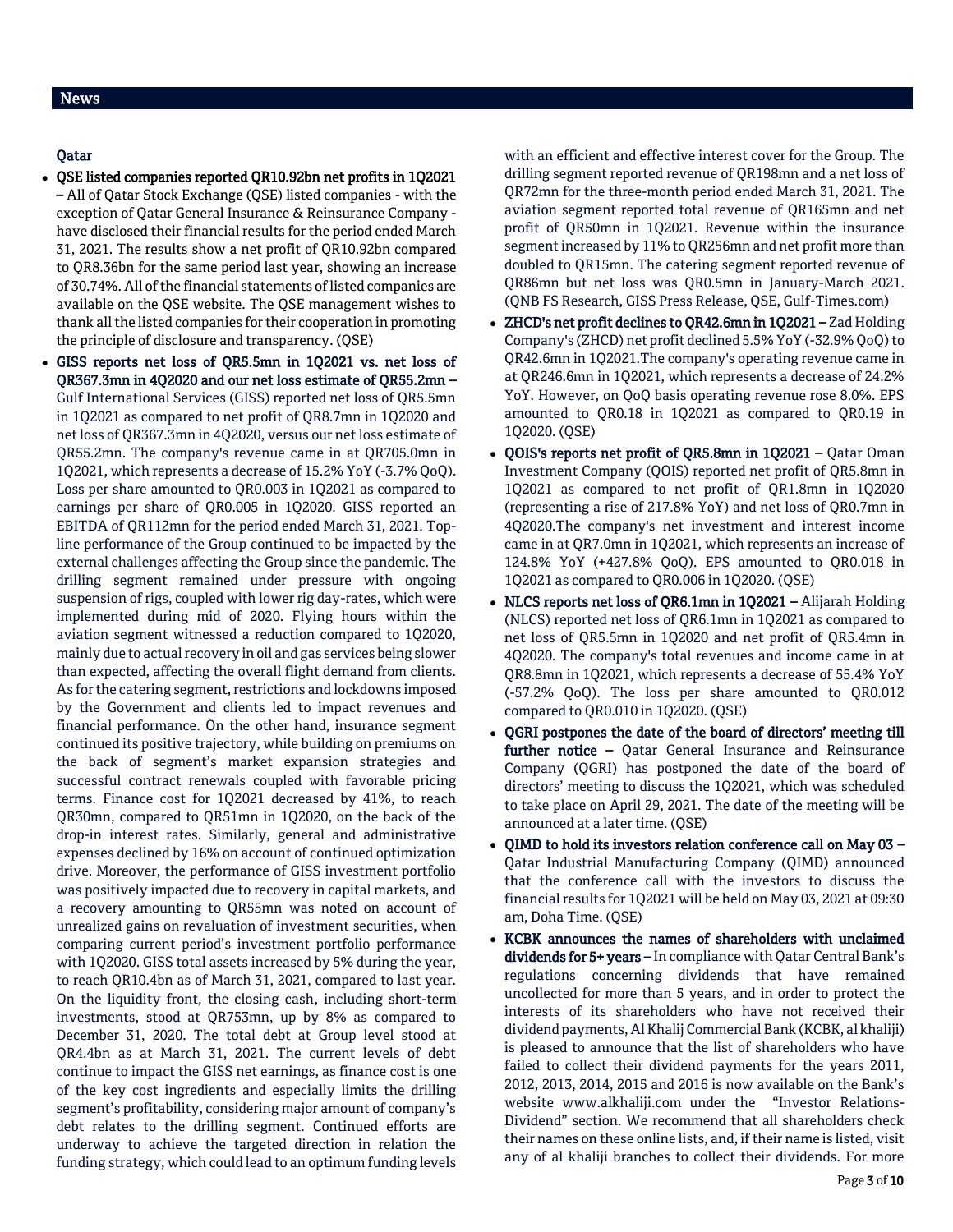## News

### Qatar

- **QSE listed companies reported QR10.92bn net profits in 1Q2021 –** All of Qatar Stock Exchange (QSE) listed companies - with the exception of Qatar General Insurance & Reinsurance Company - have disclosed their financial results for the period ended March 31, 2021. The results show a net profit of QR10.92bn compared to QR8.36bn for the same period last year, showing an increase of 30.74%. All of the financial statements of listed companies are available on the QSE website. The QSE management wishes to thank all the listed companies for their cooperation in promoting the principle of disclosure and transparency. (QSE)
- **GISS reports net loss of QR5.5mn in 1Q2021 vs. net loss of QR367.3mn in 4Q2020 and our net loss estimate of QR55.2mn –** Gulf International Services (GISS) reported net loss of QR5.5mn in 1Q2021 as compared to net profit of QR8.7mn in 1Q2020 and net loss of QR367.3mn in 4Q2020, versus our net loss estimate of QR55.2mn. The company's revenue came in at QR705.0mn in 1Q2021, which represents a decrease of 15.2% YoY (-3.7% QoQ). Loss per share amounted to QR0.003 in 1Q2021 as compared to earnings per share of QR0.005 in 1Q2020. GISS reported an EBITDA of QR112mn for the period ended March 31, 2021. Top-line performance of the Group continued to be impacted by the external challenges affecting the Group since the pandemic. The drilling segment remained under pressure with ongoing suspension of rigs, coupled with lower rig day-rates, which were implemented during mid of 2020. Flying hours within the aviation segment witnessed a reduction compared to 1Q2020, mainly due to actual recovery in oil and gas services being slower than expected, affecting the overall flight demand from clients. As for the catering segment, restrictions and lockdowns imposed by the Government and clients led to impact revenues and financial performance. On the other hand, insurance segment continued its positive trajectory, while building on premiums on the back of segment's market expansion strategies and successful contract renewals coupled with favorable pricing terms. Finance cost for 1Q2021 decreased by 41%, to reach QR30mn, compared to QR51mn in 1Q2020, on the back of the drop-in interest rates. Similarly, general and administrative expenses declined by 16% on account of continued optimization drive. Moreover, the performance of GISS investment portfolio was positively impacted due to recovery in capital markets, and a recovery amounting to QR55mn was noted on account of unrealized gains on revaluation of investment securities, when comparing current period's investment portfolio performance with 1Q2020. GISS total assets increased by 5% during the year, to reach QR10.4bn as of March 31, 2021, compared to last year. On the liquidity front, the closing cash, including short-term investments, stood at QR753mn, up by 8% as compared to December 31, 2020. The total debt at Group level stood at QR4.4bn as at March 31, 2021. The current levels of debt continue to impact the GISS net earnings, as finance cost is one of the key cost ingredients and especially limits the drilling segment's profitability, considering major amount of company's debt relates to the drilling segment. Continued efforts are underway to achieve the targeted direction in relation the funding strategy, which could lead to an optimum funding levels with an efficient and effective interest cover for the Group. The drilling segment reported revenue of QR198mn and a net loss of QR72mn for the three-month period ended March 31, 2021. The aviation segment reported total revenue of QR165mn and net profit of QR50mn in 1Q2021. Revenue within the insurance segment increased by 11% to QR256mn and net profit more than doubled to QR15mn. The catering segment reported revenue of QR86mn but net loss was QR0.5mn in January-March 2021. (QNB FS Research, GISS Press Release, QSE, Gulf-Times.com)
- **ZHCD's net profit declines to QR42.6mn in 1Q2021 –** Zad Holding Company's (ZHCD) net profit declined 5.5% YoY (-32.9% QoQ) to QR42.6mn in 1Q2021.The company's operating revenue came in at QR246.6mn in 1Q2021, which represents a decrease of 24.2% YoY. However, on QoQ basis operating revenue rose 8.0%. EPS amounted to QR0.18 in 1Q2021 as compared to QR0.19 in 1Q2020. (QSE)
- **QOIS's reports net profit of QR5.8mn in 1Q2021 –** Qatar Oman Investment Company (QOIS) reported net profit of QR5.8mn in 1Q2021 as compared to net profit of QR1.8mn in 1Q2020 (representing a rise of 217.8% YoY) and net loss of QR0.7mn in 4Q2020.The company's net investment and interest income came in at QR7.0mn in 1Q2021, which represents an increase of 124.8% YoY (+427.8% QoQ). EPS amounted to QR0.018 in 1Q2021 as compared to QR0.006 in 1Q2020. (QSE)
- **NLCS reports net loss of QR6.1mn in 1Q2021 –** Alijarah Holding (NLCS) reported net loss of QR6.1mn in 1Q2021 as compared to net loss of QR5.5mn in 1Q2020 and net profit of QR5.4mn in 4Q2020. The company's total revenues and income came in at QR8.8mn in 1Q2021, which represents a decrease of 55.4% YoY (-57.2% QoQ). The loss per share amounted to QR0.012 compared to QR0.010 in 1Q2020. (QSE)
- **QGRI postpones the date of the board of directors' meeting till further notice –** Qatar General Insurance and Reinsurance Company (QGRI) has postponed the date of the board of directors' meeting to discuss the 1Q2021, which was scheduled to take place on April 29, 2021. The date of the meeting will be announced at a later time. (QSE)
- **QIMD to hold its investors relation conference call on May 03 –** Qatar Industrial Manufacturing Company (QIMD) announced that the conference call with the investors to discuss the financial results for 1Q2021 will be held on May 03, 2021 at 09:30 am, Doha Time. (QSE)
- **KCBK announces the names of shareholders with unclaimed dividends for 5+ years –** In compliance with Qatar Central Bank's regulations concerning dividends that have remained uncollected for more than 5 years, and in order to protect the interests of its shareholders who have not received their dividend payments, Al Khalij Commercial Bank (KCBK, al khaliji) is pleased to announce that the list of shareholders who have failed to collect their dividend payments for the years 2011, 2012, 2013, 2014, 2015 and 2016 is now available on the Bank's website www.alkhaliji.com under the "Investor Relations-Dividend" section. We recommend that all shareholders check their names on these online lists, and, if their name is listed, visit any of al khaliji branches to collect their dividends. For more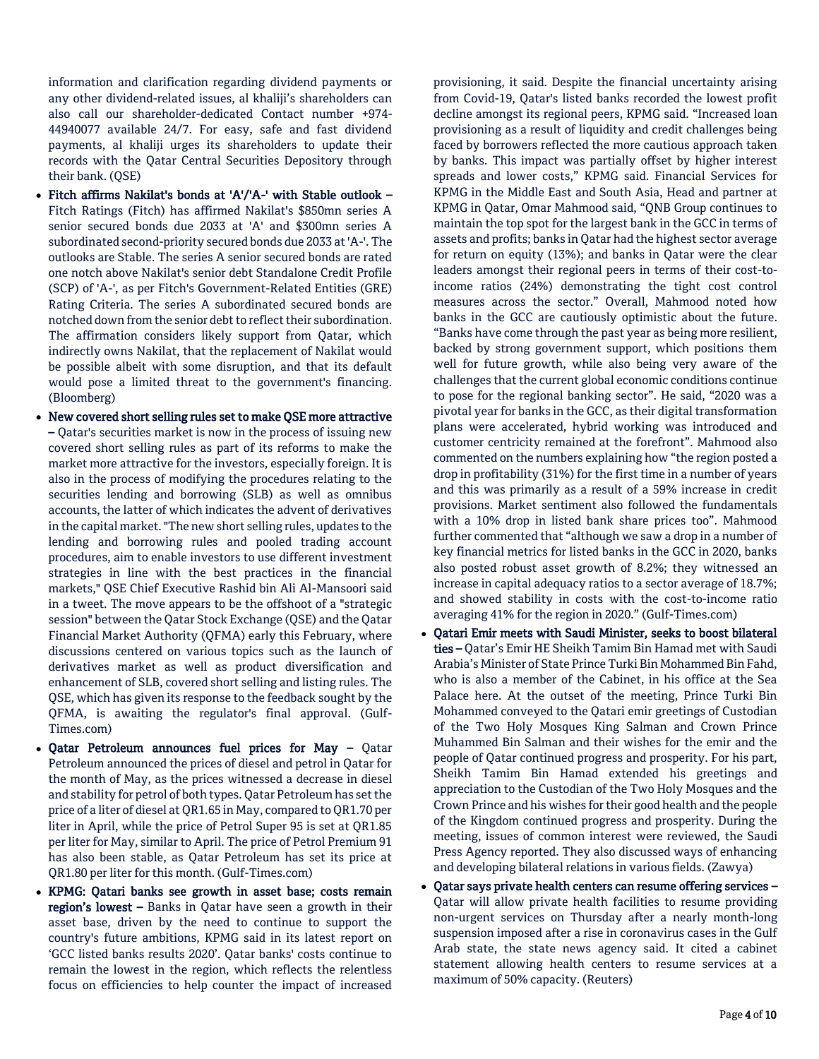information and clarification regarding dividend payments or any other dividend-related issues, al khaliji's shareholders can also call our shareholder-dedicated Contact number +974-44940077 available 24/7. For easy, safe and fast dividend payments, al khaliji urges its shareholders to update their records with the Qatar Central Securities Depository through their bank. (QSE)

- **Fitch affirms Nakilat's bonds at 'A'/'A-' with Stable outlook –** Fitch Ratings (Fitch) has affirmed Nakilat's $850mn series A senior secured bonds due 2033 at 'A' and $300mn series A subordinated second-priority secured bonds due 2033 at 'A-'. The outlooks are Stable. The series A senior secured bonds are rated one notch above Nakilat's senior debt Standalone Credit Profile (SCP) of 'A-', as per Fitch's Government-Related Entities (GRE) Rating Criteria. The series A subordinated secured bonds are notched down from the senior debt to reflect their subordination. The affirmation considers likely support from Qatar, which indirectly owns Nakilat, that the replacement of Nakilat would be possible albeit with some disruption, and that its default would pose a limited threat to the government's financing. (Bloomberg)
- **New covered short selling rules set to make QSE more attractive –** Qatar's securities market is now in the process of issuing new covered short selling rules as part of its reforms to make the market more attractive for the investors, especially foreign. It is also in the process of modifying the procedures relating to the securities lending and borrowing (SLB) as well as omnibus accounts, the latter of which indicates the advent of derivatives in the capital market. "The new short selling rules, updates to the lending and borrowing rules and pooled trading account procedures, aim to enable investors to use different investment strategies in line with the best practices in the financial markets," QSE Chief Executive Rashid bin Ali Al-Mansoori said in a tweet. The move appears to be the offshoot of a "strategic session" between the Qatar Stock Exchange (QSE) and the Qatar Financial Market Authority (QFMA) early this February, where discussions centered on various topics such as the launch of derivatives market as well as product diversification and enhancement of SLB, covered short selling and listing rules. The QSE, which has given its response to the feedback sought by the QFMA, is awaiting the regulator's final approval. (Gulf-Times.com)
- **Qatar Petroleum announces fuel prices for May –** Qatar Petroleum announced the prices of diesel and petrol in Qatar for the month of May, as the prices witnessed a decrease in diesel and stability for petrol of both types. Qatar Petroleum has set the price of a liter of diesel at QR1.65 in May, compared to QR1.70 per liter in April, while the price of Petrol Super 95 is set at QR1.85 per liter for May, similar to April. The price of Petrol Premium 91 has also been stable, as Qatar Petroleum has set its price at QR1.80 per liter for this month. (Gulf-Times.com)
- **KPMG: Qatari banks see growth in asset base; costs remain region's lowest –** Banks in Qatar have seen a growth in their asset base, driven by the need to continue to support the country's future ambitions, KPMG said in its latest report on 'GCC listed banks results 2020'. Qatar banks' costs continue to remain the lowest in the region, which reflects the relentless focus on efficiencies to help counter the impact of increased provisioning, it said. Despite the financial uncertainty arising from Covid-19, Qatar's listed banks recorded the lowest profit decline amongst its regional peers, KPMG said. "Increased loan provisioning as a result of liquidity and credit challenges being faced by borrowers reflected the more cautious approach taken by banks. This impact was partially offset by higher interest spreads and lower costs," KPMG said. Financial Services for KPMG in the Middle East and South Asia, Head and partner at KPMG in Qatar, Omar Mahmood said, "QNB Group continues to maintain the top spot for the largest bank in the GCC in terms of assets and profits; banks in Qatar had the highest sector average for return on equity (13%); and banks in Qatar were the clear leaders amongst their regional peers in terms of their cost-to-income ratios (24%) demonstrating the tight cost control measures across the sector." Overall, Mahmood noted how banks in the GCC are cautiously optimistic about the future. "Banks have come through the past year as being more resilient, backed by strong government support, which positions them well for future growth, while also being very aware of the challenges that the current global economic conditions continue to pose for the regional banking sector". He said, "2020 was a pivotal year for banks in the GCC, as their digital transformation plans were accelerated, hybrid working was introduced and customer centricity remained at the forefront". Mahmood also commented on the numbers explaining how "the region posted a drop in profitability (31%) for the first time in a number of years and this was primarily as a result of a 59% increase in credit provisions. Market sentiment also followed the fundamentals with a 10% drop in listed bank share prices too". Mahmood further commented that "although we saw a drop in a number of key financial metrics for listed banks in the GCC in 2020, banks also posted robust asset growth of 8.2%; they witnessed an increase in capital adequacy ratios to a sector average of 18.7%; and showed stability in costs with the cost-to-income ratio averaging 41% for the region in 2020." (Gulf-Times.com)
- **Qatari Emir meets with Saudi Minister, seeks to boost bilateral ties –** Qatar's Emir HE Sheikh Tamim Bin Hamad met with Saudi Arabia's Minister of State Prince Turki Bin Mohammed Bin Fahd, who is also a member of the Cabinet, in his office at the Sea Palace here. At the outset of the meeting, Prince Turki Bin Mohammed conveyed to the Qatari emir greetings of Custodian of the Two Holy Mosques King Salman and Crown Prince Muhammed Bin Salman and their wishes for the emir and the people of Qatar continued progress and prosperity. For his part, Sheikh Tamim Bin Hamad extended his greetings and appreciation to the Custodian of the Two Holy Mosques and the Crown Prince and his wishes for their good health and the people of the Kingdom continued progress and prosperity. During the meeting, issues of common interest were reviewed, the Saudi Press Agency reported. They also discussed ways of enhancing and developing bilateral relations in various fields. (Zawya)
- **Qatar says private health centers can resume offering services –** Qatar will allow private health facilities to resume providing non-urgent services on Thursday after a nearly month-long suspension imposed after a rise in coronavirus cases in the Gulf Arab state, the state news agency said. It cited a cabinet statement allowing health centers to resume services at a maximum of 50% capacity. (Reuters)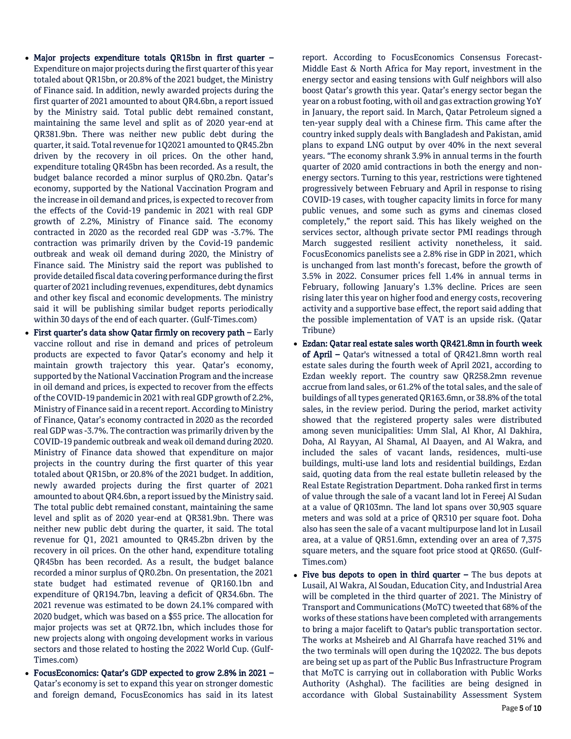- **Major projects expenditure totals QR15bn in first quarter –** Expenditure on major projects during the first quarter of this year totaled about QR15bn, or 20.8% of the 2021 budget, the Ministry of Finance said. In addition, newly awarded projects during the first quarter of 2021 amounted to about QR4.6bn, a report issued by the Ministry said. Total public debt remained constant, maintaining the same level and split as of 2020 year-end at QR381.9bn. There was neither new public debt during the quarter, it said. Total revenue for 1Q2021 amounted to QR45.2bn driven by the recovery in oil prices. On the other hand, expenditure totaling QR45bn has been recorded. As a result, the budget balance recorded a minor surplus of QR0.2bn. Qatar's economy, supported by the National Vaccination Program and the increase in oil demand and prices, is expected to recover from the effects of the Covid-19 pandemic in 2021 with real GDP growth of 2.2%, Ministry of Finance said. The economy contracted in 2020 as the recorded real GDP was -3.7%. The contraction was primarily driven by the Covid-19 pandemic outbreak and weak oil demand during 2020, the Ministry of Finance said. The Ministry said the report was published to provide detailed fiscal data covering performance during the first quarter of 2021 including revenues, expenditures, debt dynamics and other key fiscal and economic developments. The ministry said it will be publishing similar budget reports periodically within 30 days of the end of each quarter. (Gulf-Times.com)
- **First quarter's data show Qatar firmly on recovery path –** Early vaccine rollout and rise in demand and prices of petroleum products are expected to favor Qatar's economy and help it maintain growth trajectory this year. Qatar's economy, supported by the National Vaccination Program and the increase in oil demand and prices, is expected to recover from the effects of the COVID-19 pandemic in 2021 with real GDP growth of 2.2%, Ministry of Finance said in a recent report. According to Ministry of Finance, Qatar's economy contracted in 2020 as the recorded real GDP was -3.7%. The contraction was primarily driven by the COVID-19 pandemic outbreak and weak oil demand during 2020. Ministry of Finance data showed that expenditure on major projects in the country during the first quarter of this year totaled about QR15bn, or 20.8% of the 2021 budget. In addition, newly awarded projects during the first quarter of 2021 amounted to about QR4.6bn, a report issued by the Ministry said. The total public debt remained constant, maintaining the same level and split as of 2020 year-end at QR381.9bn. There was neither new public debt during the quarter, it said. The total revenue for Q1, 2021 amounted to QR45.2bn driven by the recovery in oil prices. On the other hand, expenditure totaling QR45bn has been recorded. As a result, the budget balance recorded a minor surplus of QR0.2bn. On presentation, the 2021 state budget had estimated revenue of QR160.1bn and expenditure of QR194.7bn, leaving a deficit of QR34.6bn. The 2021 revenue was estimated to be down 24.1% compared with 2020 budget, which was based on a $55 price. The allocation for major projects was set at QR72.1bn, which includes those for new projects along with ongoing development works in various sectors and those related to hosting the 2022 World Cup. (Gulf-Times.com)
- **FocusEconomics: Qatar's GDP expected to grow 2.8% in 2021 –** Qatar's economy is set to expand this year on stronger domestic and foreign demand, FocusEconomics has said in its latest report. According to FocusEconomics Consensus Forecast-Middle East & North Africa for May report, investment in the energy sector and easing tensions with Gulf neighbors will also boost Qatar's growth this year. Qatar's energy sector began the year on a robust footing, with oil and gas extraction growing YoY in January, the report said. In March, Qatar Petroleum signed a ten-year supply deal with a Chinese firm. This came after the country inked supply deals with Bangladesh and Pakistan, amid plans to expand LNG output by over 40% in the next several years. "The economy shrank 3.9% in annual terms in the fourth quarter of 2020 amid contractions in both the energy and non-energy sectors. Turning to this year, restrictions were tightened progressively between February and April in response to rising COVID-19 cases, with tougher capacity limits in force for many public venues, and some such as gyms and cinemas closed completely," the report said. This has likely weighed on the services sector, although private sector PMI readings through March suggested resilient activity nonetheless, it said. FocusEconomics panelists see a 2.8% rise in GDP in 2021, which is unchanged from last month's forecast, before the growth of 3.5% in 2022. Consumer prices fell 1.4% in annual terms in February, following January's 1.3% decline. Prices are seen rising later this year on higher food and energy costs, recovering activity and a supportive base effect, the report said adding that the possible implementation of VAT is an upside risk. (Qatar Tribune)
- **Ezdan: Qatar real estate sales worth QR421.8mn in fourth week of April –** Qatar's witnessed a total of QR421.8mn worth real estate sales during the fourth week of April 2021, according to Ezdan weekly report. The country saw QR258.2mn revenue accrue from land sales, or 61.2% of the total sales, and the sale of buildings of all types generated QR163.6mn, or 38.8% of the total sales, in the review period. During the period, market activity showed that the registered property sales were distributed among seven municipalities: Umm Slal, Al Khor, Al Dakhira, Doha, Al Rayyan, Al Shamal, Al Daayen, and Al Wakra, and included the sales of vacant lands, residences, multi-use buildings, multi-use land lots and residential buildings, Ezdan said, quoting data from the real estate bulletin released by the Real Estate Registration Department. Doha ranked first in terms of value through the sale of a vacant land lot in Fereej Al Sudan at a value of QR103mn. The land lot spans over 30,903 square meters and was sold at a price of QR310 per square foot. Doha also has seen the sale of a vacant multipurpose land lot in Lusail area, at a value of QR51.6mn, extending over an area of 7,375 square meters, and the square foot price stood at QR650. (Gulf-Times.com)
- **Five bus depots to open in third quarter –** The bus depots at Lusail, Al Wakra, Al Soudan, Education City, and Industrial Area will be completed in the third quarter of 2021. The Ministry of Transport and Communications (MoTC) tweeted that 68% of the works of these stations have been completed with arrangements to bring a major facelift to Qatar's public transportation sector. The works at Msheireb and Al Gharrafa have reached 31% and the two terminals will open during the 1Q2022. The bus depots are being set up as part of the Public Bus Infrastructure Program that MoTC is carrying out in collaboration with Public Works Authority (Ashghal). The facilities are being designed in accordance with Global Sustainability Assessment System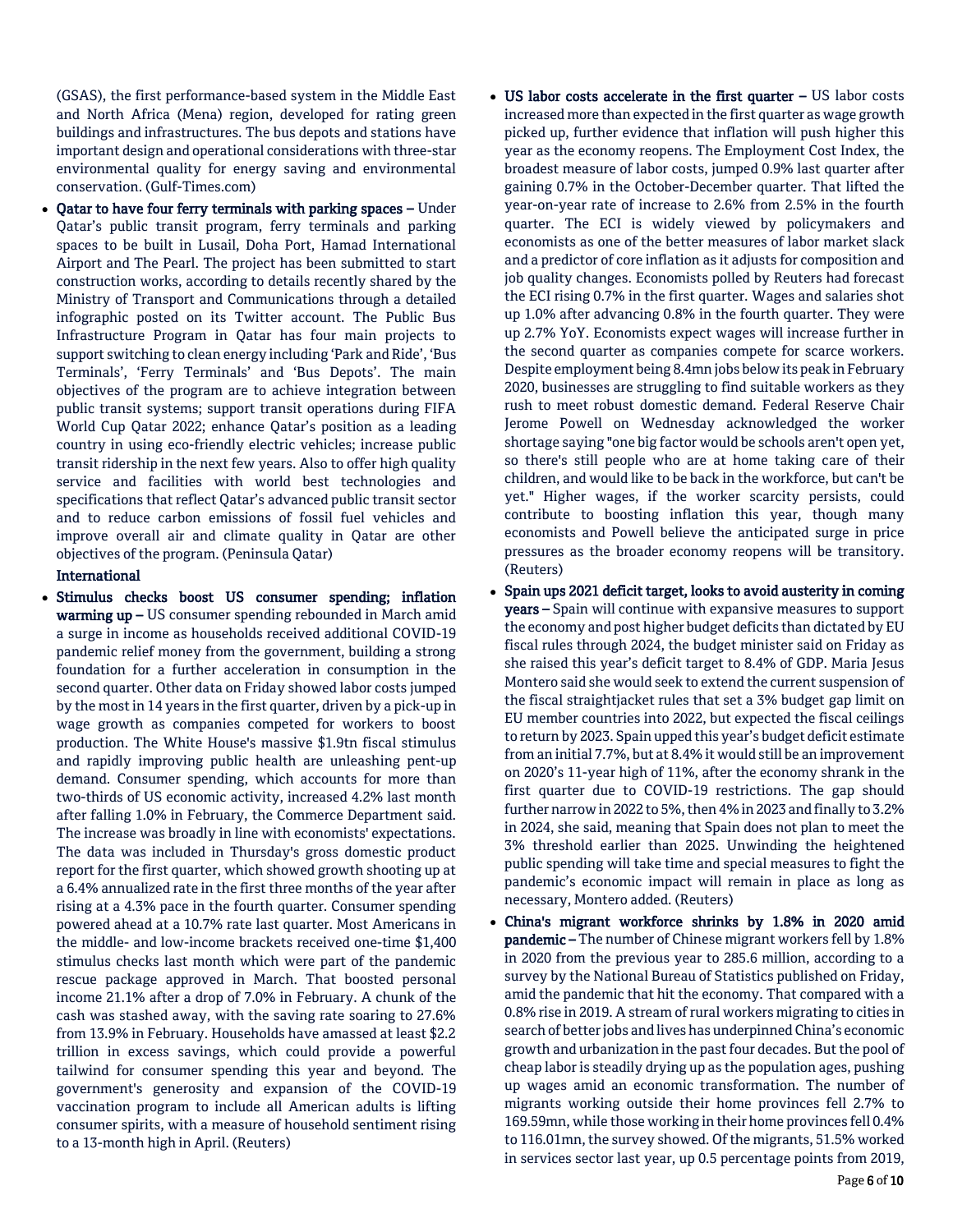(GSAS), the first performance-based system in the Middle East and North Africa (Mena) region, developed for rating green buildings and infrastructures. The bus depots and stations have important design and operational considerations with three-star environmental quality for energy saving and environmental conservation. (Gulf-Times.com)

- **Qatar to have four ferry terminals with parking spaces –** Under Qatar's public transit program, ferry terminals and parking spaces to be built in Lusail, Doha Port, Hamad International Airport and The Pearl. The project has been submitted to start construction works, according to details recently shared by the Ministry of Transport and Communications through a detailed infographic posted on its Twitter account. The Public Bus Infrastructure Program in Qatar has four main projects to support switching to clean energy including 'Park and Ride', 'Bus Terminals', 'Ferry Terminals' and 'Bus Depots'. The main objectives of the program are to achieve integration between public transit systems; support transit operations during FIFA World Cup Qatar 2022; enhance Qatar's position as a leading country in using eco-friendly electric vehicles; increase public transit ridership in the next few years. Also to offer high quality service and facilities with world best technologies and specifications that reflect Qatar's advanced public transit sector and to reduce carbon emissions of fossil fuel vehicles and improve overall air and climate quality in Qatar are other objectives of the program. (Peninsula Qatar)

**International**

- **Stimulus checks boost US consumer spending; inflation warming up –** US consumer spending rebounded in March amid a surge in income as households received additional COVID-19 pandemic relief money from the government, building a strong foundation for a further acceleration in consumption in the second quarter. Other data on Friday showed labor costs jumped by the most in 14 years in the first quarter, driven by a pick-up in wage growth as companies competed for workers to boost production. The White House's massive $1.9tn fiscal stimulus and rapidly improving public health are unleashing pent-up demand. Consumer spending, which accounts for more than two-thirds of US economic activity, increased 4.2% last month after falling 1.0% in February, the Commerce Department said. The increase was broadly in line with economists' expectations. The data was included in Thursday's gross domestic product report for the first quarter, which showed growth shooting up at a 6.4% annualized rate in the first three months of the year after rising at a 4.3% pace in the fourth quarter. Consumer spending powered ahead at a 10.7% rate last quarter. Most Americans in the middle- and low-income brackets received one-time $1,400 stimulus checks last month which were part of the pandemic rescue package approved in March. That boosted personal income 21.1% after a drop of 7.0% in February. A chunk of the cash was stashed away, with the saving rate soaring to 27.6% from 13.9% in February. Households have amassed at least $2.2 trillion in excess savings, which could provide a powerful tailwind for consumer spending this year and beyond. The government's generosity and expansion of the COVID-19 vaccination program to include all American adults is lifting consumer spirits, with a measure of household sentiment rising to a 13-month high in April. (Reuters)
- **US labor costs accelerate in the first quarter –** US labor costs increased more than expected in the first quarter as wage growth picked up, further evidence that inflation will push higher this year as the economy reopens. The Employment Cost Index, the broadest measure of labor costs, jumped 0.9% last quarter after gaining 0.7% in the October-December quarter. That lifted the year-on-year rate of increase to 2.6% from 2.5% in the fourth quarter. The ECI is widely viewed by policymakers and economists as one of the better measures of labor market slack and a predictor of core inflation as it adjusts for composition and job quality changes. Economists polled by Reuters had forecast the ECI rising 0.7% in the first quarter. Wages and salaries shot up 1.0% after advancing 0.8% in the fourth quarter. They were up 2.7% YoY. Economists expect wages will increase further in the second quarter as companies compete for scarce workers. Despite employment being 8.4mn jobs below its peak in February 2020, businesses are struggling to find suitable workers as they rush to meet robust domestic demand. Federal Reserve Chair Jerome Powell on Wednesday acknowledged the worker shortage saying "one big factor would be schools aren't open yet, so there's still people who are at home taking care of their children, and would like to be back in the workforce, but can't be yet." Higher wages, if the worker scarcity persists, could contribute to boosting inflation this year, though many economists and Powell believe the anticipated surge in price pressures as the broader economy reopens will be transitory. (Reuters)
- **Spain ups 2021 deficit target, looks to avoid austerity in coming years –** Spain will continue with expansive measures to support the economy and post higher budget deficits than dictated by EU fiscal rules through 2024, the budget minister said on Friday as she raised this year's deficit target to 8.4% of GDP. Maria Jesus Montero said she would seek to extend the current suspension of the fiscal straightjacket rules that set a 3% budget gap limit on EU member countries into 2022, but expected the fiscal ceilings to return by 2023. Spain upped this year's budget deficit estimate from an initial 7.7%, but at 8.4% it would still be an improvement on 2020's 11-year high of 11%, after the economy shrank in the first quarter due to COVID-19 restrictions. The gap should further narrow in 2022 to 5%, then 4% in 2023 and finally to 3.2% in 2024, she said, meaning that Spain does not plan to meet the 3% threshold earlier than 2025. Unwinding the heightened public spending will take time and special measures to fight the pandemic's economic impact will remain in place as long as necessary, Montero added. (Reuters)
- **China's migrant workforce shrinks by 1.8% in 2020 amid pandemic –** The number of Chinese migrant workers fell by 1.8% in 2020 from the previous year to 285.6 million, according to a survey by the National Bureau of Statistics published on Friday, amid the pandemic that hit the economy. That compared with a 0.8% rise in 2019. A stream of rural workers migrating to cities in search of better jobs and lives has underpinned China's economic growth and urbanization in the past four decades. But the pool of cheap labor is steadily drying up as the population ages, pushing up wages amid an economic transformation. The number of migrants working outside their home provinces fell 2.7% to 169.59mn, while those working in their home provinces fell 0.4% to 116.01mn, the survey showed. Of the migrants, 51.5% worked in services sector last year, up 0.5 percentage points from 2019,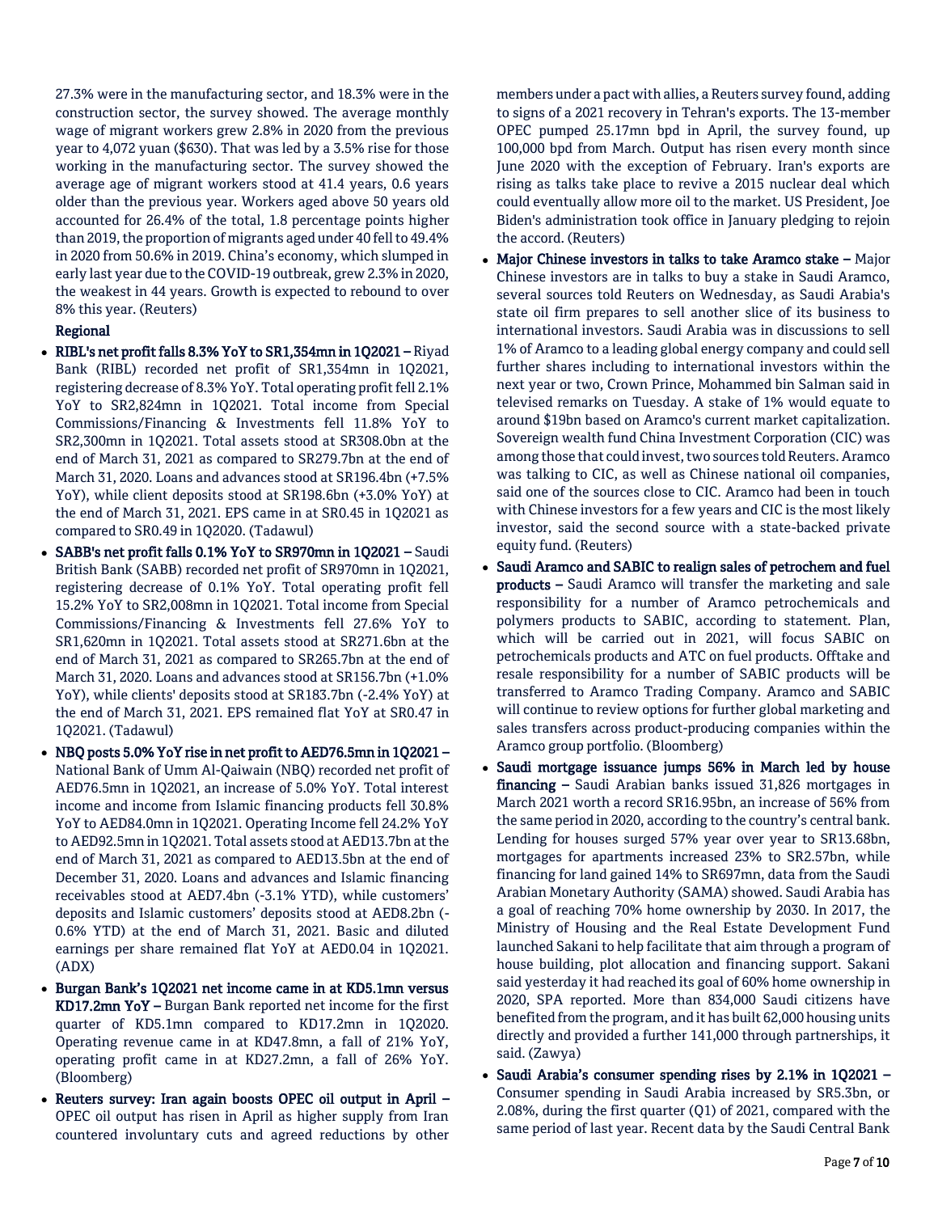27.3% were in the manufacturing sector, and 18.3% were in the construction sector, the survey showed. The average monthly wage of migrant workers grew 2.8% in 2020 from the previous year to 4,072 yuan ($630). That was led by a 3.5% rise for those working in the manufacturing sector. The survey showed the average age of migrant workers stood at 41.4 years, 0.6 years older than the previous year. Workers aged above 50 years old accounted for 26.4% of the total, 1.8 percentage points higher than 2019, the proportion of migrants aged under 40 fell to 49.4% in 2020 from 50.6% in 2019. China's economy, which slumped in early last year due to the COVID-19 outbreak, grew 2.3% in 2020, the weakest in 44 years. Growth is expected to rebound to over 8% this year. (Reuters)

**Regional**

- **RIBL's net profit falls 8.3% YoY to SR1,354mn in 1Q2021 –** Riyad Bank (RIBL) recorded net profit of SR1,354mn in 1Q2021, registering decrease of 8.3% YoY. Total operating profit fell 2.1% YoY to SR2,824mn in 1Q2021. Total income from Special Commissions/Financing & Investments fell 11.8% YoY to SR2,300mn in 1Q2021. Total assets stood at SR308.0bn at the end of March 31, 2021 as compared to SR279.7bn at the end of March 31, 2020. Loans and advances stood at SR196.4bn (+7.5% YoY), while client deposits stood at SR198.6bn (+3.0% YoY) at the end of March 31, 2021. EPS came in at SR0.45 in 1Q2021 as compared to SR0.49 in 1Q2020. (Tadawul)
- **SABB's net profit falls 0.1% YoY to SR970mn in 1Q2021 –** Saudi British Bank (SABB) recorded net profit of SR970mn in 1Q2021, registering decrease of 0.1% YoY. Total operating profit fell 15.2% YoY to SR2,008mn in 1Q2021. Total income from Special Commissions/Financing & Investments fell 27.6% YoY to SR1,620mn in 1Q2021. Total assets stood at SR271.6bn at the end of March 31, 2021 as compared to SR265.7bn at the end of March 31, 2020. Loans and advances stood at SR156.7bn (+1.0% YoY), while clients' deposits stood at SR183.7bn (-2.4% YoY) at the end of March 31, 2021. EPS remained flat YoY at SR0.47 in 1Q2021. (Tadawul)
- **NBQ posts 5.0% YoY rise in net profit to AED76.5mn in 1Q2021 –** National Bank of Umm Al-Qaiwain (NBQ) recorded net profit of AED76.5mn in 1Q2021, an increase of 5.0% YoY. Total interest income and income from Islamic financing products fell 30.8% YoY to AED84.0mn in 1Q2021. Operating Income fell 24.2% YoY to AED92.5mn in 1Q2021. Total assets stood at AED13.7bn at the end of March 31, 2021 as compared to AED13.5bn at the end of December 31, 2020. Loans and advances and Islamic financing receivables stood at AED7.4bn (-3.1% YTD), while customers' deposits and Islamic customers' deposits stood at AED8.2bn (-0.6% YTD) at the end of March 31, 2021. Basic and diluted earnings per share remained flat YoY at AED0.04 in 1Q2021. (ADX)
- **Burgan Bank's 1Q2021 net income came in at KD5.1mn versus KD17.2mn YoY –** Burgan Bank reported net income for the first quarter of KD5.1mn compared to KD17.2mn in 1Q2020. Operating revenue came in at KD47.8mn, a fall of 21% YoY, operating profit came in at KD27.2mn, a fall of 26% YoY. (Bloomberg)
- **Reuters survey: Iran again boosts OPEC oil output in April –** OPEC oil output has risen in April as higher supply from Iran countered involuntary cuts and agreed reductions by other members under a pact with allies, a Reuters survey found, adding to signs of a 2021 recovery in Tehran's exports. The 13-member OPEC pumped 25.17mn bpd in April, the survey found, up 100,000 bpd from March. Output has risen every month since June 2020 with the exception of February. Iran's exports are rising as talks take place to revive a 2015 nuclear deal which could eventually allow more oil to the market. US President, Joe Biden's administration took office in January pledging to rejoin the accord. (Reuters)
- **Major Chinese investors in talks to take Aramco stake –** Major Chinese investors are in talks to buy a stake in Saudi Aramco, several sources told Reuters on Wednesday, as Saudi Arabia's state oil firm prepares to sell another slice of its business to international investors. Saudi Arabia was in discussions to sell 1% of Aramco to a leading global energy company and could sell further shares including to international investors within the next year or two, Crown Prince, Mohammed bin Salman said in televised remarks on Tuesday. A stake of 1% would equate to around $19bn based on Aramco's current market capitalization. Sovereign wealth fund China Investment Corporation (CIC) was among those that could invest, two sources told Reuters. Aramco was talking to CIC, as well as Chinese national oil companies, said one of the sources close to CIC. Aramco had been in touch with Chinese investors for a few years and CIC is the most likely investor, said the second source with a state-backed private equity fund. (Reuters)
- **Saudi Aramco and SABIC to realign sales of petrochem and fuel products –** Saudi Aramco will transfer the marketing and sale responsibility for a number of Aramco petrochemicals and polymers products to SABIC, according to statement. Plan, which will be carried out in 2021, will focus SABIC on petrochemicals products and ATC on fuel products. Offtake and resale responsibility for a number of SABIC products will be transferred to Aramco Trading Company. Aramco and SABIC will continue to review options for further global marketing and sales transfers across product-producing companies within the Aramco group portfolio. (Bloomberg)
- **Saudi mortgage issuance jumps 56% in March led by house financing –** Saudi Arabian banks issued 31,826 mortgages in March 2021 worth a record SR16.95bn, an increase of 56% from the same period in 2020, according to the country's central bank. Lending for houses surged 57% year over year to SR13.68bn, mortgages for apartments increased 23% to SR2.57bn, while financing for land gained 14% to SR697mn, data from the Saudi Arabian Monetary Authority (SAMA) showed. Saudi Arabia has a goal of reaching 70% home ownership by 2030. In 2017, the Ministry of Housing and the Real Estate Development Fund launched Sakani to help facilitate that aim through a program of house building, plot allocation and financing support. Sakani said yesterday it had reached its goal of 60% home ownership in 2020, SPA reported. More than 834,000 Saudi citizens have benefited from the program, and it has built 62,000 housing units directly and provided a further 141,000 through partnerships, it said. (Zawya)
- **Saudi Arabia's consumer spending rises by 2.1% in 1Q2021 –** Consumer spending in Saudi Arabia increased by SR5.3bn, or 2.08%, during the first quarter (Q1) of 2021, compared with the same period of last year. Recent data by the Saudi Central Bank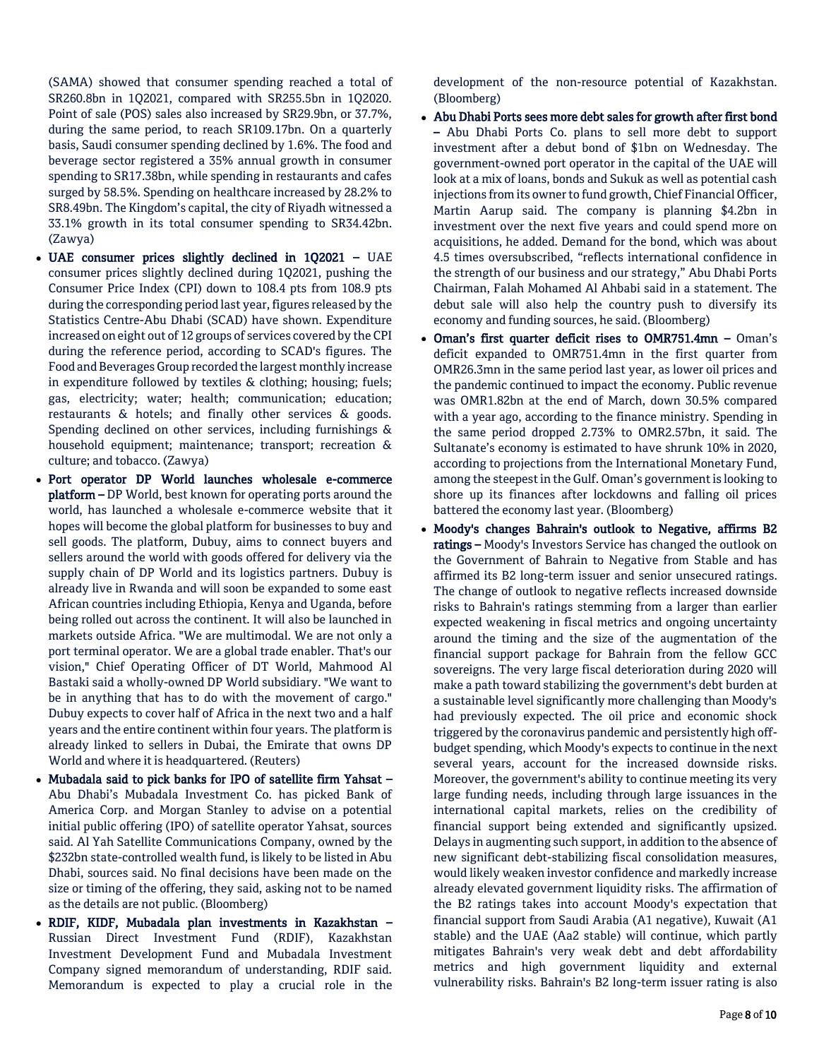(SAMA) showed that consumer spending reached a total of SR260.8bn in 1Q2021, compared with SR255.5bn in 1Q2020. Point of sale (POS) sales also increased by SR29.9bn, or 37.7%, during the same period, to reach SR109.17bn. On a quarterly basis, Saudi consumer spending declined by 1.6%. The food and beverage sector registered a 35% annual growth in consumer spending to SR17.38bn, while spending in restaurants and cafes surged by 58.5%. Spending on healthcare increased by 28.2% to SR8.49bn. The Kingdom's capital, the city of Riyadh witnessed a 33.1% growth in its total consumer spending to SR34.42bn. (Zawya)

- **UAE consumer prices slightly declined in 1Q2021 –** UAE consumer prices slightly declined during 1Q2021, pushing the Consumer Price Index (CPI) down to 108.4 pts from 108.9 pts during the corresponding period last year, figures released by the Statistics Centre-Abu Dhabi (SCAD) have shown. Expenditure increased on eight out of 12 groups of services covered by the CPI during the reference period, according to SCAD's figures. The Food and Beverages Group recorded the largest monthly increase in expenditure followed by textiles & clothing; housing; fuels; gas, electricity; water; health; communication; education; restaurants & hotels; and finally other services & goods. Spending declined on other services, including furnishings & household equipment; maintenance; transport; recreation & culture; and tobacco. (Zawya)
- **Port operator DP World launches wholesale e-commerce platform –** DP World, best known for operating ports around the world, has launched a wholesale e-commerce website that it hopes will become the global platform for businesses to buy and sell goods. The platform, Dubuy, aims to connect buyers and sellers around the world with goods offered for delivery via the supply chain of DP World and its logistics partners. Dubuy is already live in Rwanda and will soon be expanded to some east African countries including Ethiopia, Kenya and Uganda, before being rolled out across the continent. It will also be launched in markets outside Africa. "We are multimodal. We are not only a port terminal operator. We are a global trade enabler. That's our vision," Chief Operating Officer of DT World, Mahmood Al Bastaki said a wholly-owned DP World subsidiary. "We want to be in anything that has to do with the movement of cargo." Dubuy expects to cover half of Africa in the next two and a half years and the entire continent within four years. The platform is already linked to sellers in Dubai, the Emirate that owns DP World and where it is headquartered. (Reuters)
- **Mubadala said to pick banks for IPO of satellite firm Yahsat –** Abu Dhabi's Mubadala Investment Co. has picked Bank of America Corp. and Morgan Stanley to advise on a potential initial public offering (IPO) of satellite operator Yahsat, sources said. Al Yah Satellite Communications Company, owned by the $232bn state-controlled wealth fund, is likely to be listed in Abu Dhabi, sources said. No final decisions have been made on the size or timing of the offering, they said, asking not to be named as the details are not public. (Bloomberg)
- **RDIF, KIDF, Mubadala plan investments in Kazakhstan –** Russian Direct Investment Fund (RDIF), Kazakhstan Investment Development Fund and Mubadala Investment Company signed memorandum of understanding, RDIF said. Memorandum is expected to play a crucial role in the development of the non-resource potential of Kazakhstan. (Bloomberg)
- **Abu Dhabi Ports sees more debt sales for growth after first bond –** Abu Dhabi Ports Co. plans to sell more debt to support investment after a debut bond of $1bn on Wednesday. The government-owned port operator in the capital of the UAE will look at a mix of loans, bonds and Sukuk as well as potential cash injections from its owner to fund growth, Chief Financial Officer, Martin Aarup said. The company is planning $4.2bn in investment over the next five years and could spend more on acquisitions, he added. Demand for the bond, which was about 4.5 times oversubscribed, "reflects international confidence in the strength of our business and our strategy," Abu Dhabi Ports Chairman, Falah Mohamed Al Ahbabi said in a statement. The debut sale will also help the country push to diversify its economy and funding sources, he said. (Bloomberg)
- **Oman's first quarter deficit rises to OMR751.4mn –** Oman's deficit expanded to OMR751.4mn in the first quarter from OMR26.3mn in the same period last year, as lower oil prices and the pandemic continued to impact the economy. Public revenue was OMR1.82bn at the end of March, down 30.5% compared with a year ago, according to the finance ministry. Spending in the same period dropped 2.73% to OMR2.57bn, it said. The Sultanate's economy is estimated to have shrunk 10% in 2020, according to projections from the International Monetary Fund, among the steepest in the Gulf. Oman's government is looking to shore up its finances after lockdowns and falling oil prices battered the economy last year. (Bloomberg)
- **Moody's changes Bahrain's outlook to Negative, affirms B2 ratings –** Moody's Investors Service has changed the outlook on the Government of Bahrain to Negative from Stable and has affirmed its B2 long-term issuer and senior unsecured ratings. The change of outlook to negative reflects increased downside risks to Bahrain's ratings stemming from a larger than earlier expected weakening in fiscal metrics and ongoing uncertainty around the timing and the size of the augmentation of the financial support package for Bahrain from the fellow GCC sovereigns. The very large fiscal deterioration during 2020 will make a path toward stabilizing the government's debt burden at a sustainable level significantly more challenging than Moody's had previously expected. The oil price and economic shock triggered by the coronavirus pandemic and persistently high off-budget spending, which Moody's expects to continue in the next several years, account for the increased downside risks. Moreover, the government's ability to continue meeting its very large funding needs, including through large issuances in the international capital markets, relies on the credibility of financial support being extended and significantly upsized. Delays in augmenting such support, in addition to the absence of new significant debt-stabilizing fiscal consolidation measures, would likely weaken investor confidence and markedly increase already elevated government liquidity risks. The affirmation of the B2 ratings takes into account Moody's expectation that financial support from Saudi Arabia (A1 negative), Kuwait (A1 stable) and the UAE (Aa2 stable) will continue, which partly mitigates Bahrain's very weak debt and debt affordability metrics and high government liquidity and external vulnerability risks. Bahrain's B2 long-term issuer rating is also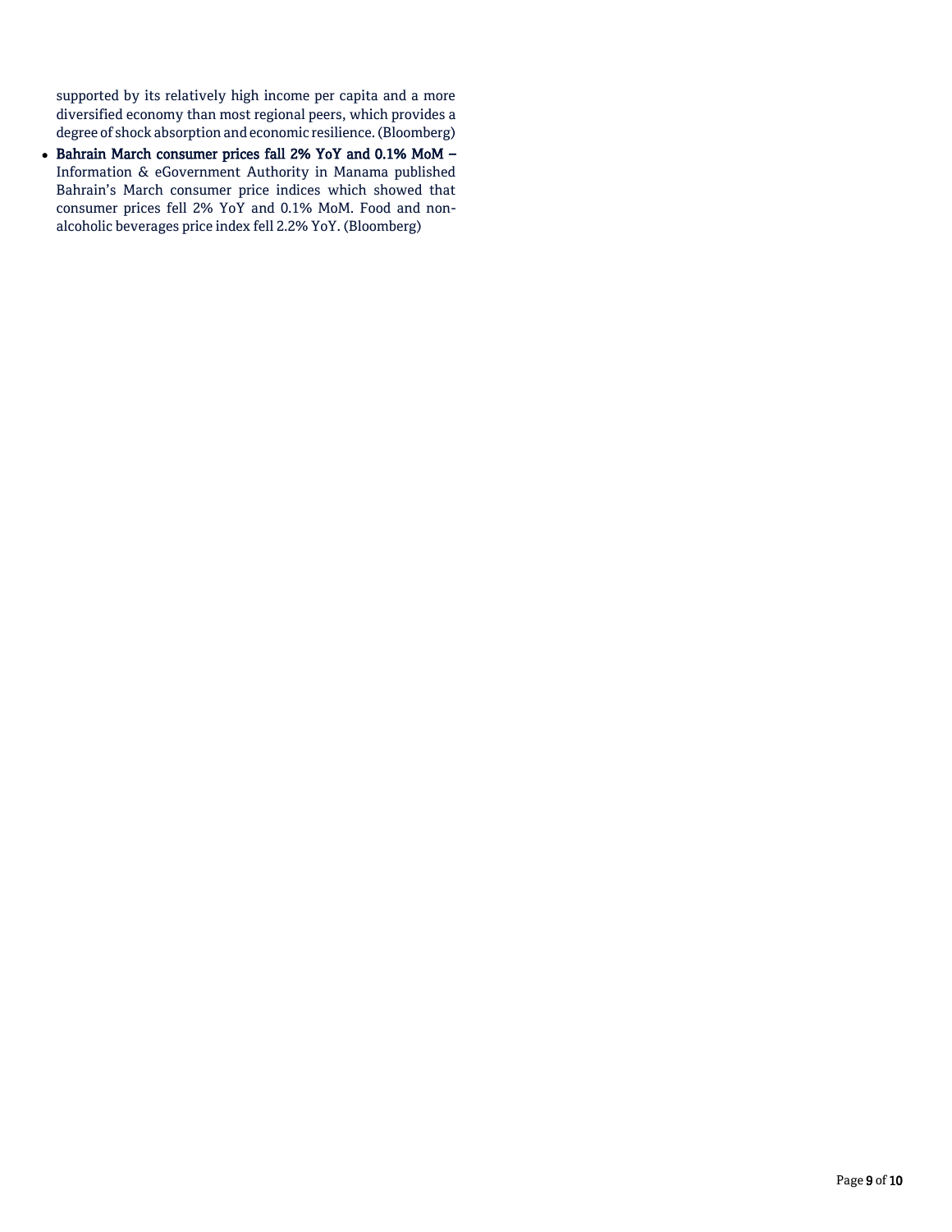supported by its relatively high income per capita and a more diversified economy than most regional peers, which provides a degree of shock absorption and economic resilience. (Bloomberg)

- **Bahrain March consumer prices fall 2% YoY and 0.1% MoM –** Information & eGovernment Authority in Manama published Bahrain's March consumer price indices which showed that consumer prices fell 2% YoY and 0.1% MoM. Food and non-alcoholic beverages price index fell 2.2% YoY. (Bloomberg)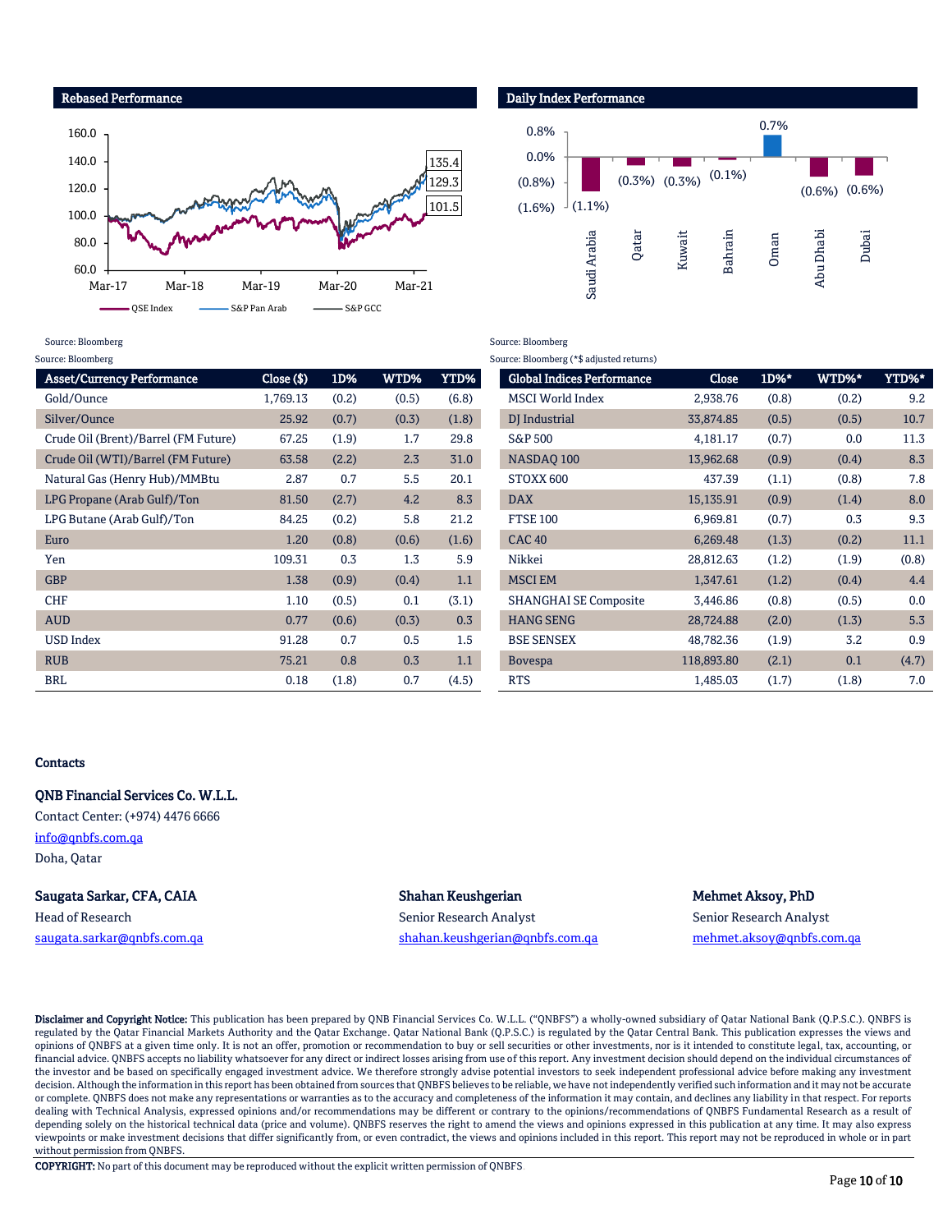## Rebased Performance

160.0
140.0
120.0
100.0
80.0
60.0

Mar-17 Mar-18 Mar-19 Mar-20 Mar-21

135.4
129.3
101.5

QSE Index S&P Pan Arab S&P GCC

Source: Bloomberg

## Daily Index Performance

0.8%
0.0%
(0.8%)
(1.6%)

(1.1%) (0.3%) (0.3%) (0.1%) 0.7% (0.6%) (0.6%)

Saudi Arabia Qatar Kuwait Bahrain Oman Abu Dhabi Dubai

Source: Bloomberg

Source: Bloomberg

| Asset/Currency Performance | Close ($) | 1D% | WTD% | YTD% |
|---|---|---|---|---|
| Gold/Ounce | 1,769.13 | (0.2) | (0.5) | (6.8) |
| Silver/Ounce | 25.92 | (0.7) | (0.3) | (1.8) |
| Crude Oil (Brent)/Barrel (FM Future) | 67.25 | (1.9) | 1.7 | 29.8 |
| Crude Oil (WTI)/Barrel (FM Future) | 63.58 | (2.2) | 2.3 | 31.0 |
| Natural Gas (Henry Hub)/MMBtu | 2.87 | 0.7 | 5.5 | 20.1 |
| LPG Propane (Arab Gulf)/Ton | 81.50 | (2.7) | 4.2 | 8.3 |
| LPG Butane (Arab Gulf)/Ton | 84.25 | (0.2) | 5.8 | 21.2 |
| Euro | 1.20 | (0.8) | (0.6) | (1.6) |
| Yen | 109.31 | 0.3 | 1.3 | 5.9 |
| GBP | 1.38 | (0.9) | (0.4) | 1.1 |
| CHF | 1.10 | (0.5) | 0.1 | (3.1) |
| AUD | 0.77 | (0.6) | (0.3) | 0.3 |
| USD Index | 91.28 | 0.7 | 0.5 | 1.5 |
| RUB | 75.21 | 0.8 | 0.3 | 1.1 |
| BRL | 0.18 | (1.8) | 0.7 | (4.5) |

Source: Bloomberg (*$ adjusted returns)

| Global Indices Performance | Close | 1D%* | WTD%* | YTD%* |
|---|---|---|---|---|
| MSCI World Index | 2,938.76 | (0.8) | (0.2) | 9.2 |
| DJ Industrial | 33,874.85 | (0.5) | (0.5) | 10.7 |
| S&P 500 | 4,181.17 | (0.7) | 0.0 | 11.3 |
| NASDAQ 100 | 13,962.68 | (0.9) | (0.4) | 8.3 |
| STOXX 600 | 437.39 | (1.1) | (0.8) | 7.8 |
| DAX | 15,135.91 | (0.9) | (1.4) | 8.0 |
| FTSE 100 | 6,969.81 | (0.7) | 0.3 | 9.3 |
| CAC 40 | 6,269.48 | (1.3) | (0.2) | 11.1 |
| Nikkei | 28,812.63 | (1.2) | (1.9) | (0.8) |
| MSCI EM | 1,347.61 | (1.2) | (0.4) | 4.4 |
| SHANGHAI SE Composite | 3,446.86 | (0.8) | (0.5) | 0.0 |
| HANG SENG | 28,724.88 | (2.0) | (1.3) | 5.3 |
| BSE SENSEX | 48,782.36 | (1.9) | 3.2 | 0.9 |
| Bovespa | 118,893.80 | (2.1) | 0.1 | (4.7) |
| RTS | 1,485.03 | (1.7) | (1.8) | 7.0 |

### Contacts

**QNB Financial Services Co. W.L.L.**
Contact Center: (+974) 4476 6666
info@qnbfs.com.qa
Doha, Qatar

**Saugata Sarkar, CFA, CAIA**
Head of Research
saugata.sarkar@qnbfs.com.qa

**Shahan Keushgerian**
Senior Research Analyst
shahan.keushgerian@qnbfs.com.qa

**Mehmet Aksoy, PhD**
Senior Research Analyst
mehmet.aksoy@qnbfs.com.qa

**Disclaimer and Copyright Notice:** This publication has been prepared by QNB Financial Services Co. W.L.L. ("QNBFS") a wholly-owned subsidiary of Qatar National Bank (Q.P.S.C.). QNBFS is regulated by the Qatar Financial Markets Authority and the Qatar Exchange. Qatar National Bank (Q.P.S.C.) is regulated by the Qatar Central Bank. This publication expresses the views and opinions of QNBFS at a given time only. It is not an offer, promotion or recommendation to buy or sell securities or other investments, nor is it intended to constitute legal, tax, accounting, or financial advice. QNBFS accepts no liability whatsoever for any direct or indirect losses arising from use of this report. Any investment decision should depend on the individual circumstances of the investor and be based on specifically engaged investment advice. We therefore strongly advise potential investors to seek independent professional advice before making any investment decision. Although the information in this report has been obtained from sources that QNBFS believes to be reliable, we have not independently verified such information and it may not be accurate or complete. QNBFS does not make any representations or warranties as to the accuracy and completeness of the information it may contain, and declines any liability in that respect. For reports dealing with Technical Analysis, expressed opinions and/or recommendations may be different or contrary to the opinions/recommendations of QNBFS Fundamental Research as a result of depending solely on the historical technical data (price and volume). QNBFS reserves the right to amend the views and opinions expressed in this publication at any time. It may also express viewpoints or make investment decisions that differ significantly from, or even contradict, the views and opinions included in this report. This report may not be reproduced in whole or in part without permission from QNBFS.

**COPYRIGHT:** No part of this document may be reproduced without the explicit written permission of QNBFS